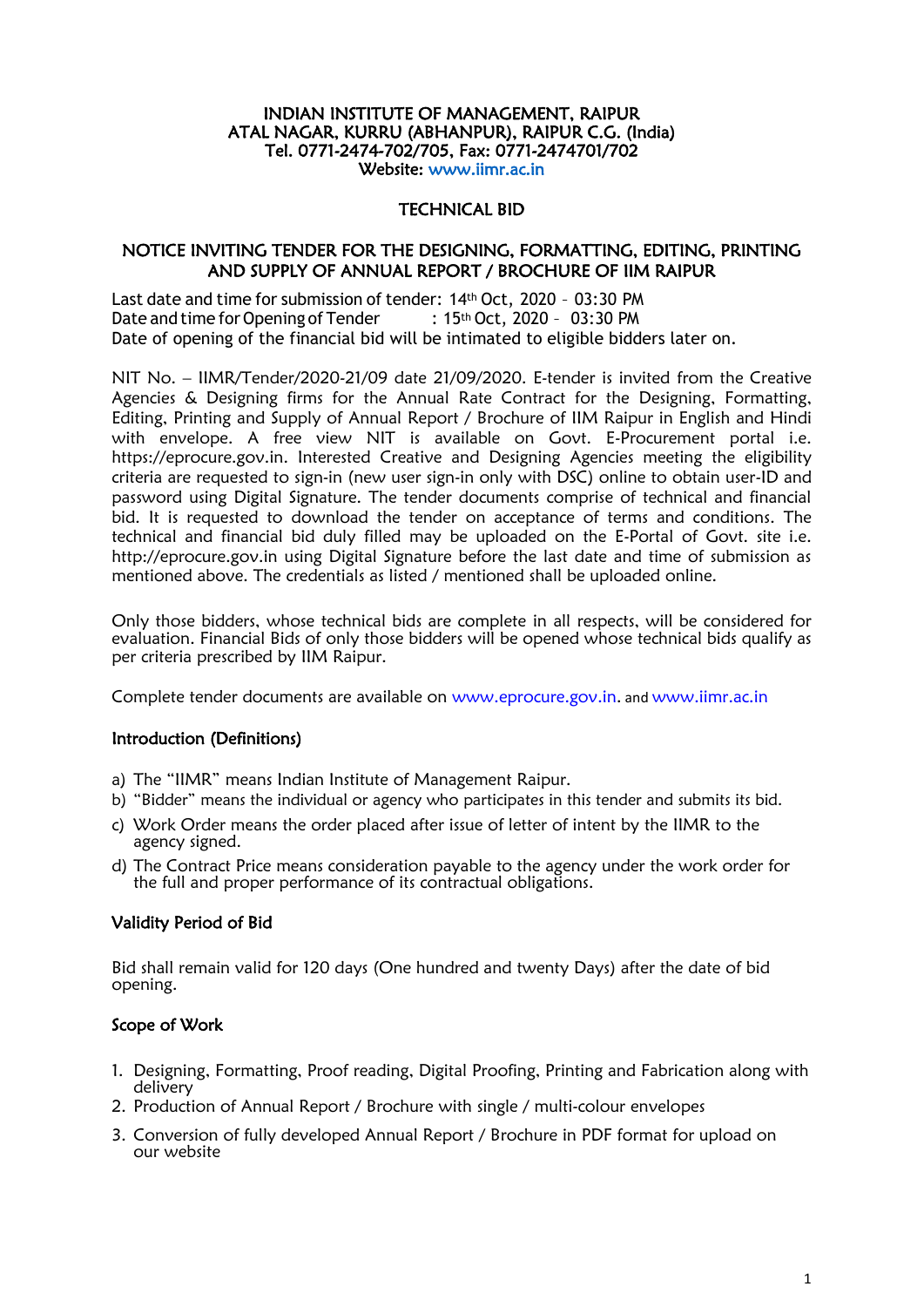**INDIAN INSTITUTE OF MANAGEMENT, RAIPUR**
**ATAL NAGAR, KURRU (ABHANPUR), RAIPUR C.G. (India)**
**Tel. 0771-2474-702/705, Fax: 0771-2474701/702**
**Website: www.iimr.ac.in**

## TECHNICAL BID

## NOTICE INVITING TENDER FOR THE DESIGNING, FORMATTING, EDITING, PRINTING AND SUPPLY OF ANNUAL REPORT / BROCHURE OF IIM RAIPUR

Last date and time for submission of tender: 14th Oct, 2020 – 03:30 PM
Date and time for Opening of Tender : 15th Oct, 2020 – 03:30 PM
Date of opening of the financial bid will be intimated to eligible bidders later on.

NIT No. – IIMR/Tender/2020-21/09 date 21/09/2020. E-tender is invited from the Creative Agencies & Designing firms for the Annual Rate Contract for the Designing, Formatting, Editing, Printing and Supply of Annual Report / Brochure of IIM Raipur in English and Hindi with envelope. A free view NIT is available on Govt. E-Procurement portal i.e. https://eprocure.gov.in. Interested Creative and Designing Agencies meeting the eligibility criteria are requested to sign-in (new user sign-in only with DSC) online to obtain user-ID and password using Digital Signature. The tender documents comprise of technical and financial bid. It is requested to download the tender on acceptance of terms and conditions. The technical and financial bid duly filled may be uploaded on the E-Portal of Govt. site i.e. http://eprocure.gov.in using Digital Signature before the last date and time of submission as mentioned above. The credentials as listed / mentioned shall be uploaded online.

Only those bidders, whose technical bids are complete in all respects, will be considered for evaluation. Financial Bids of only those bidders will be opened whose technical bids qualify as per criteria prescribed by IIM Raipur.

Complete tender documents are available on www.eprocure.gov.in. and www.iimr.ac.in

### Introduction (Definitions)

a) The "IIMR" means Indian Institute of Management Raipur.
b) "Bidder" means the individual or agency who participates in this tender and submits its bid.
c) Work Order means the order placed after issue of letter of intent by the IIMR to the agency signed.
d) The Contract Price means consideration payable to the agency under the work order for the full and proper performance of its contractual obligations.

### Validity Period of Bid

Bid shall remain valid for 120 days (One hundred and twenty Days) after the date of bid opening.

### Scope of Work

1. Designing, Formatting, Proof reading, Digital Proofing, Printing and Fabrication along with delivery
2. Production of Annual Report / Brochure with single / multi-colour envelopes
3. Conversion of fully developed Annual Report / Brochure in PDF format for upload on our website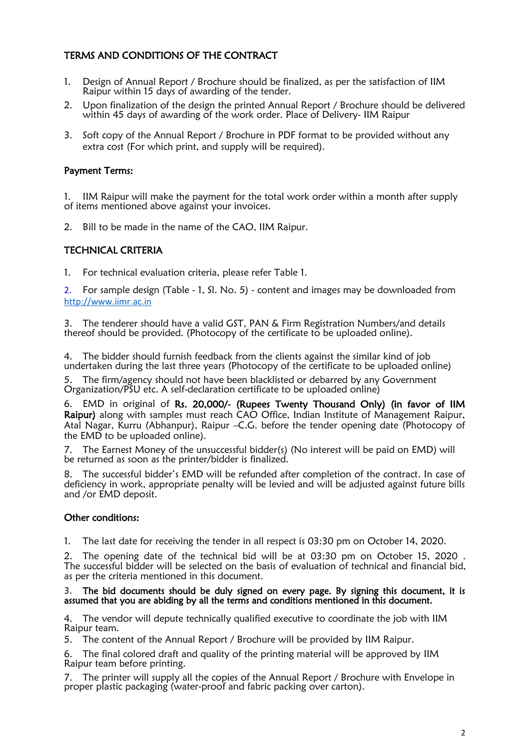## TERMS AND CONDITIONS OF THE CONTRACT

1. Design of Annual Report / Brochure should be finalized, as per the satisfaction of IIM Raipur within 15 days of awarding of the tender.
2. Upon finalization of the design the printed Annual Report / Brochure should be delivered within 45 days of awarding of the work order. Place of Delivery- IIM Raipur
3. Soft copy of the Annual Report / Brochure in PDF format to be provided without any extra cost (For which print, and supply will be required).

### Payment Terms:

1. IIM Raipur will make the payment for the total work order within a month after supply of items mentioned above against your invoices.
2. Bill to be made in the name of the CAO, IIM Raipur.

## TECHNICAL CRITERIA

1. For technical evaluation criteria, please refer Table 1.
2. For sample design (Table - 1, Sl. No. 5) - content and images may be downloaded from http://www.iimr.ac.in
3. The tenderer should have a valid GST, PAN & Firm Registration Numbers/and details thereof should be provided. (Photocopy of the certificate to be uploaded online).
4. The bidder should furnish feedback from the clients against the similar kind of job undertaken during the last three years (Photocopy of the certificate to be uploaded online)
5. The firm/agency should not have been blacklisted or debarred by any Government Organization/PSU etc. A self-declaration certificate to be uploaded online)
6. EMD in original of **Rs. 20,000/- (Rupees Twenty Thousand Only) (in favor of IIM Raipur)** along with samples must reach CAO Office, Indian Institute of Management Raipur, Atal Nagar, Kurru (Abhanpur), Raipur –C.G. before the tender opening date (Photocopy of the EMD to be uploaded online).
7. The Earnest Money of the unsuccessful bidder(s) (No interest will be paid on EMD) will be returned as soon as the printer/bidder is finalized.
8. The successful bidder's EMD will be refunded after completion of the contract. In case of deficiency in work, appropriate penalty will be levied and will be adjusted against future bills and /or EMD deposit.

### Other conditions:

1. The last date for receiving the tender in all respect is 03:30 pm on October 14, 2020.
2. The opening date of the technical bid will be at 03:30 pm on October 15, 2020 . The successful bidder will be selected on the basis of evaluation of technical and financial bid, as per the criteria mentioned in this document.
3. **The bid documents should be duly signed on every page. By signing this document, it is assumed that you are abiding by all the terms and conditions mentioned in this document.**
4. The vendor will depute technically qualified executive to coordinate the job with IIM Raipur team.
5. The content of the Annual Report / Brochure will be provided by IIM Raipur.
6. The final colored draft and quality of the printing material will be approved by IIM Raipur team before printing.
7. The printer will supply all the copies of the Annual Report / Brochure with Envelope in proper plastic packaging (water-proof and fabric packing over carton).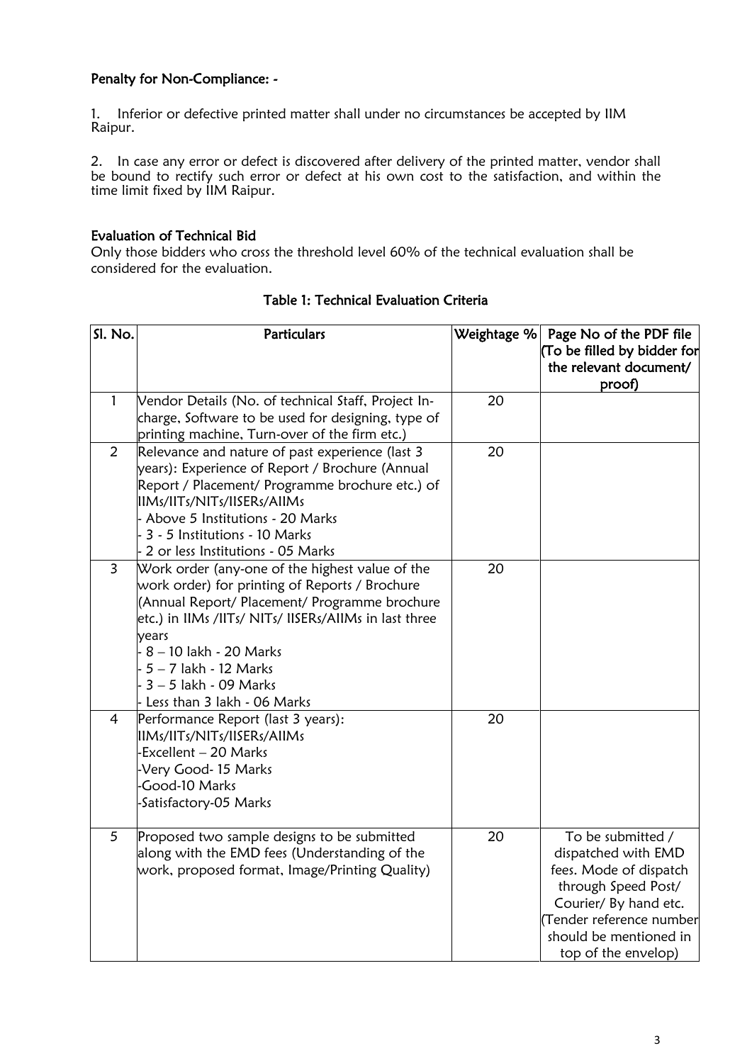### Penalty for Non-Compliance: -

1. Inferior or defective printed matter shall under no circumstances be accepted by IIM Raipur.

2. In case any error or defect is discovered after delivery of the printed matter, vendor shall be bound to rectify such error or defect at his own cost to the satisfaction, and within the time limit fixed by IIM Raipur.

### Evaluation of Technical Bid

Only those bidders who cross the threshold level 60% of the technical evaluation shall be considered for the evaluation.

**Table 1: Technical Evaluation Criteria**

| Sl. No. | Particulars | Weightage % | Page No of the PDF file (To be filled by bidder for the relevant document/ proof) |
|---|---|---|---|
| 1 | Vendor Details (No. of technical Staff, Project In-charge, Software to be used for designing, type of printing machine, Turn-over of the firm etc.) | 20 | |
| 2 | Relevance and nature of past experience (last 3 years): Experience of Report / Brochure (Annual Report / Placement/ Programme brochure etc.) of IIMs/IITs/NITs/IISERs/AIIMs<br>- Above 5 Institutions - 20 Marks<br>- 3 - 5 Institutions - 10 Marks<br>- 2 or less Institutions - 05 Marks | 20 | |
| 3 | Work order (any-one of the highest value of the work order) for printing of Reports / Brochure (Annual Report/ Placement/ Programme brochure etc.) in IIMs /IITs/ NITs/ IISERs/AIIMs in last three years<br>- 8 – 10 lakh - 20 Marks<br>- 5 – 7 lakh - 12 Marks<br>- 3 – 5 lakh - 09 Marks<br>- Less than 3 lakh - 06 Marks | 20 | |
| 4 | Performance Report (last 3 years): IIMs/IITs/NITs/IISERs/AIIMs<br>-Excellent – 20 Marks<br>-Very Good- 15 Marks<br>-Good-10 Marks<br>-Satisfactory-05 Marks | 20 | |
| 5 | Proposed two sample designs to be submitted along with the EMD fees (Understanding of the work, proposed format, Image/Printing Quality) | 20 | To be submitted / dispatched with EMD fees. Mode of dispatch through Speed Post/ Courier/ By hand etc. (Tender reference number should be mentioned in top of the envelop) |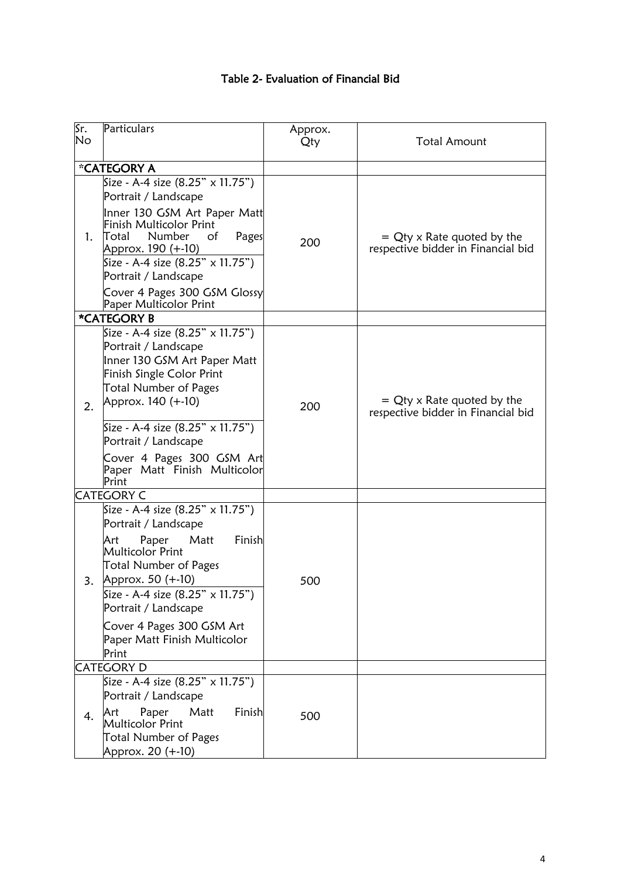## Table 2- Evaluation of Financial Bid

| Sr. No | Particulars | Approx. Qty | Total Amount |
|---|---|---|---|
| | ***CATEGORY A** | | |
| 1. | Size - A-4 size (8.25" x 11.75") Portrait / Landscape<br>Inner 130 GSM Art Paper Matt Finish Multicolor Print<br>Total Number of Pages Approx. 190 (+-10)<br>Size - A-4 size (8.25" x 11.75") Portrait / Landscape<br>Cover 4 Pages 300 GSM Glossy Paper Multicolor Print | 200 | = Qty x Rate quoted by the respective bidder in Financial bid |
| | ***CATEGORY B** | | |
| 2. | Size - A-4 size (8.25" x 11.75") Portrait / Landscape<br>Inner 130 GSM Art Paper Matt Finish Single Color Print<br>Total Number of Pages Approx. 140 (+-10)<br>Size - A-4 size (8.25" x 11.75") Portrait / Landscape<br>Cover 4 Pages 300 GSM Art Paper Matt Finish Multicolor Print | 200 | = Qty x Rate quoted by the respective bidder in Financial bid |
| | CATEGORY C | | |
| 3. | Size - A-4 size (8.25" x 11.75") Portrait / Landscape<br>Art Paper Matt Finish Multicolor Print<br>Total Number of Pages Approx. 50 (+-10)<br>Size - A-4 size (8.25" x 11.75") Portrait / Landscape<br>Cover 4 Pages 300 GSM Art Paper Matt Finish Multicolor Print | 500 | |
| | CATEGORY D | | |
| 4. | Size - A-4 size (8.25" x 11.75") Portrait / Landscape<br>Art Paper Matt Finish Multicolor Print<br>Total Number of Pages Approx. 20 (+-10) | 500 | |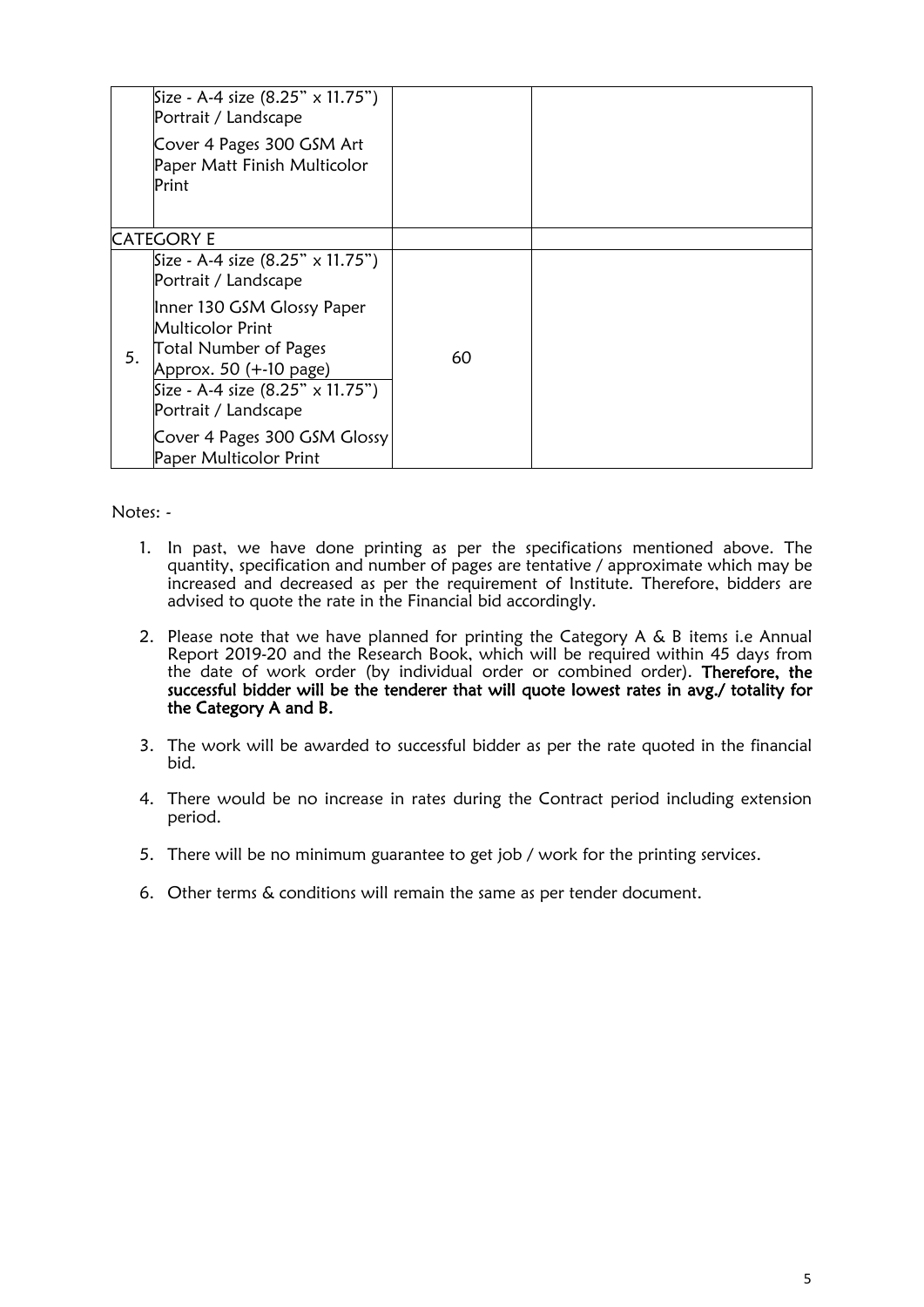| | | | |
|---|---|---|---|
| | Size - A-4 size (8.25" x 11.75") Portrait / Landscape<br><br>Cover 4 Pages 300 GSM Art Paper Matt Finish Multicolor Print | | |
| CATEGORY E | | | |
| 5. | Size - A-4 size (8.25" x 11.75") Portrait / Landscape<br><br>Inner 130 GSM Glossy Paper Multicolor Print<br>Total Number of Pages Approx. 50 (+-10 page)<br>Size - A-4 size (8.25" x 11.75") Portrait / Landscape<br><br>Cover 4 Pages 300 GSM Glossy Paper Multicolor Print | 60 | |

Notes: -

1. In past, we have done printing as per the specifications mentioned above. The quantity, specification and number of pages are tentative / approximate which may be increased and decreased as per the requirement of Institute. Therefore, bidders are advised to quote the rate in the Financial bid accordingly.

2. Please note that we have planned for printing the Category A & B items i.e Annual Report 2019-20 and the Research Book, which will be required within 45 days from the date of work order (by individual order or combined order). **Therefore, the successful bidder will be the tenderer that will quote lowest rates in avg./ totality for the Category A and B.**

3. The work will be awarded to successful bidder as per the rate quoted in the financial bid.

4. There would be no increase in rates during the Contract period including extension period.

5. There will be no minimum guarantee to get job / work for the printing services.

6. Other terms & conditions will remain the same as per tender document.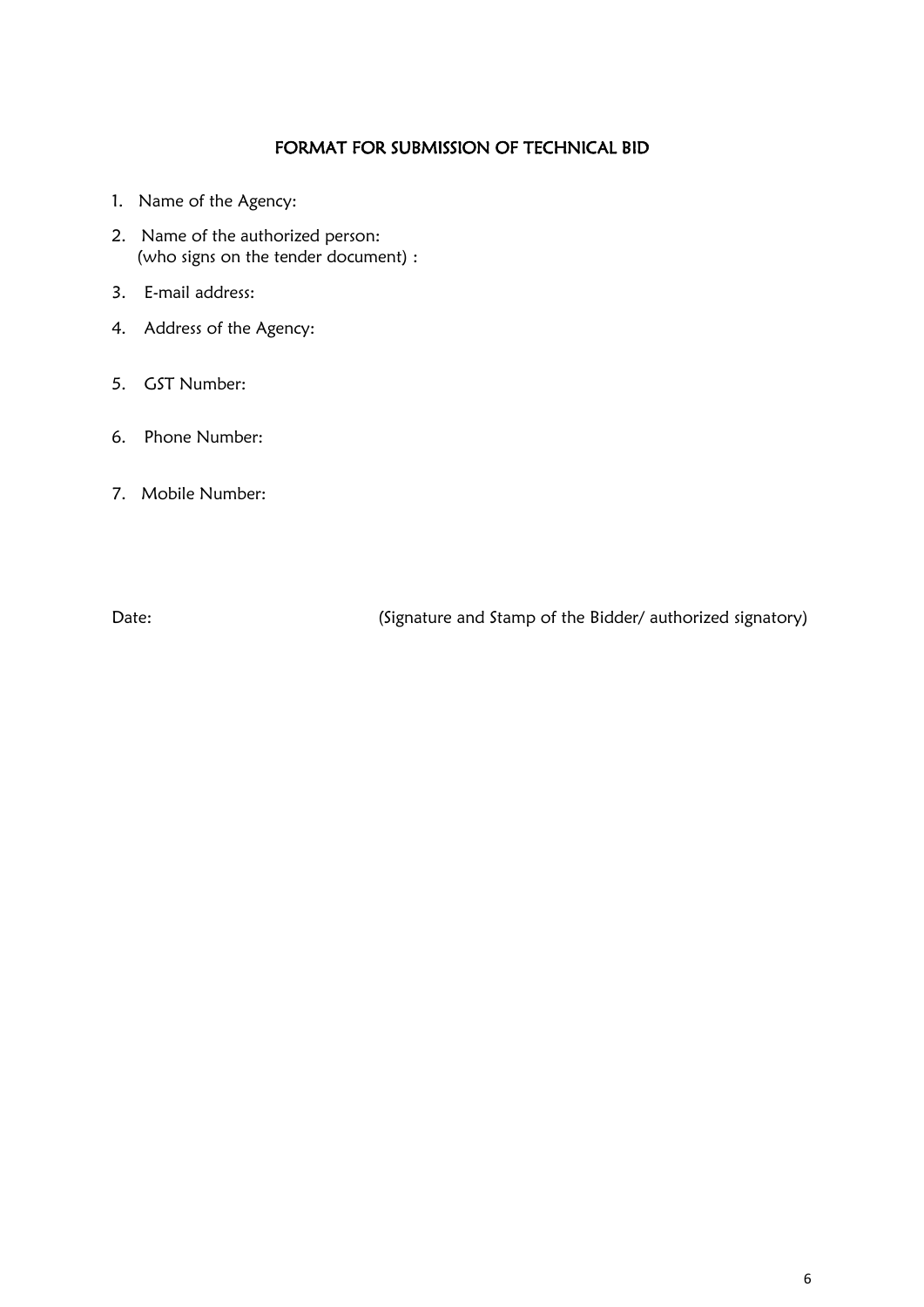## FORMAT FOR SUBMISSION OF TECHNICAL BID

1. Name of the Agency:
2. Name of the authorized person:
   (who signs on the tender document) :
3. E-mail address:
4. Address of the Agency:
5. GST Number:
6. Phone Number:
7. Mobile Number:

Date: (Signature and Stamp of the Bidder/ authorized signatory)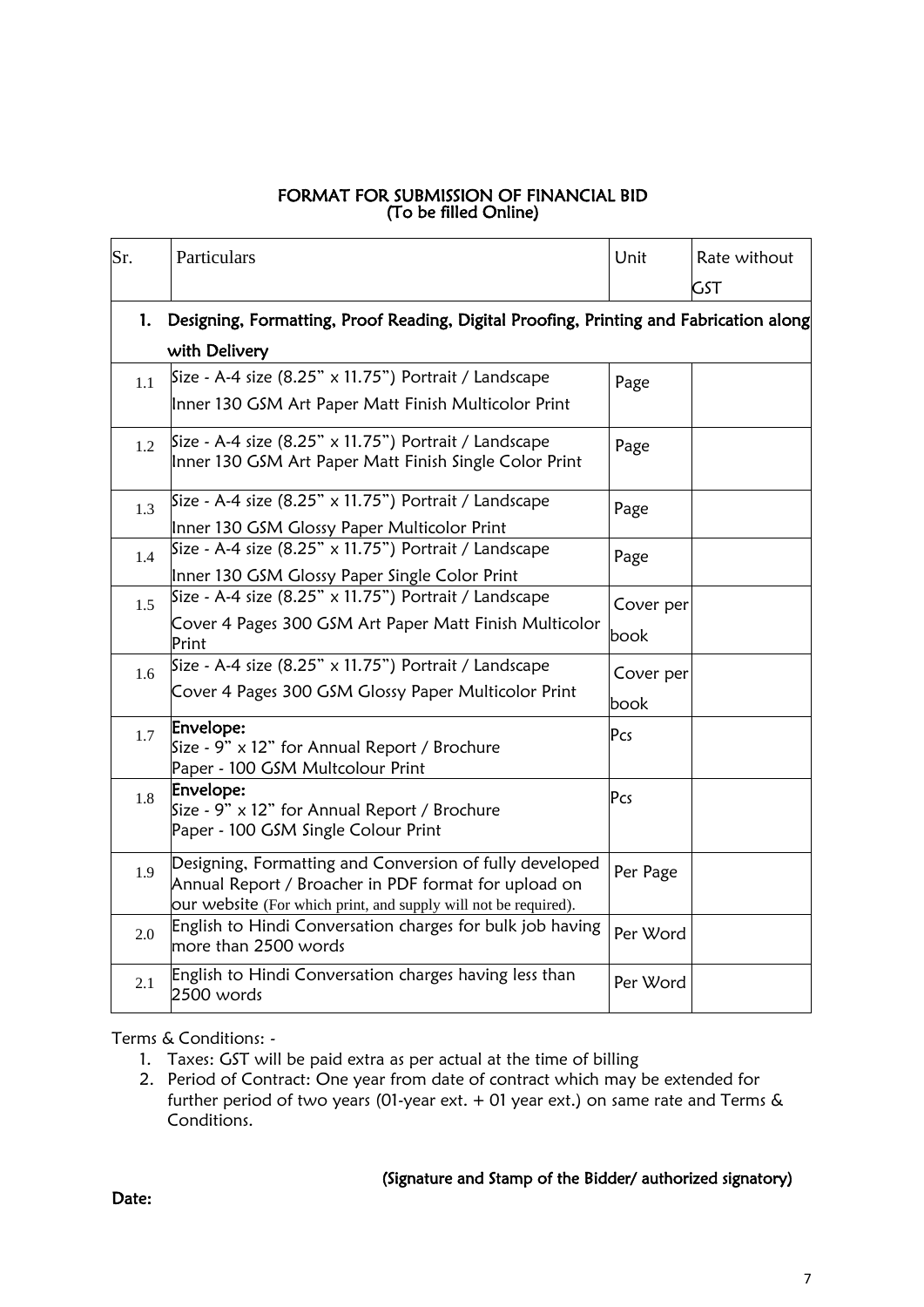## FORMAT FOR SUBMISSION OF FINANCIAL BID
(To be filled Online)

| Sr. | Particulars | Unit | Rate without GST |
|---|---|---|---|
| **1.** | **Designing, Formatting, Proof Reading, Digital Proofing, Printing and Fabrication along with Delivery** | | |
| 1.1 | Size - A-4 size (8.25" x 11.75") Portrait / Landscape<br>Inner 130 GSM Art Paper Matt Finish Multicolor Print | Page | |
| 1.2 | Size - A-4 size (8.25" x 11.75") Portrait / Landscape<br>Inner 130 GSM Art Paper Matt Finish Single Color Print | Page | |
| 1.3 | Size - A-4 size (8.25" x 11.75") Portrait / Landscape<br>Inner 130 GSM Glossy Paper Multicolor Print | Page | |
| 1.4 | Size - A-4 size (8.25" x 11.75") Portrait / Landscape<br>Inner 130 GSM Glossy Paper Single Color Print | Page | |
| 1.5 | Size - A-4 size (8.25" x 11.75") Portrait / Landscape<br>Cover 4 Pages 300 GSM Art Paper Matt Finish Multicolor Print | Cover per book | |
| 1.6 | Size - A-4 size (8.25" x 11.75") Portrait / Landscape<br>Cover 4 Pages 300 GSM Glossy Paper Multicolor Print | Cover per book | |
| 1.7 | **Envelope:**<br>Size - 9" x 12" for Annual Report / Brochure<br>Paper - 100 GSM Multcolour Print | Pcs | |
| 1.8 | **Envelope:**<br>Size - 9" x 12" for Annual Report / Brochure<br>Paper - 100 GSM Single Colour Print | Pcs | |
| 1.9 | Designing, Formatting and Conversion of fully developed Annual Report / Broacher in PDF format for upload on our website (For which print, and supply will not be required). | Per Page | |
| 2.0 | English to Hindi Conversation charges for bulk job having more than 2500 words | Per Word | |
| 2.1 | English to Hindi Conversation charges having less than 2500 words | Per Word | |

Terms & Conditions: -

1. Taxes: GST will be paid extra as per actual at the time of billing
2. Period of Contract: One year from date of contract which may be extended for further period of two years (01-year ext. + 01 year ext.) on same rate and Terms & Conditions.

**(Signature and Stamp of the Bidder/ authorized signatory)**

**Date:**